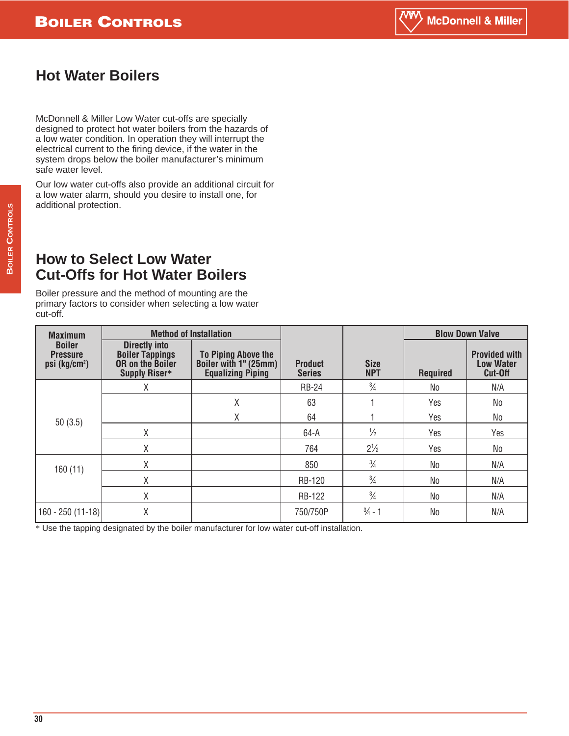# Hot Water Boilers

McDonnell & Miller Low Water cut-offs are specially designed to protect hot water boilers from the hazards of a low water condition. In operation they will interrupt the electrical current to the firing device, if the water in the system drops below the boiler manufacturer's minimum safe water level.

Our low water cut-offs also provide an additional circuit for a low water alarm, should you desire to install one, for additional protection.

## How to Select Low Water Cut-Offs for Hot Water Boilers

Boiler pressure and the method of mounting are the primary factors to consider when selecting a low water cut-off.

| Maximum Boiler Pressure psi (kg/cm²) | Method of Installation | | Product Series | Size NPT | Blow Down Valve | |
|---|---|---|---|---|---|---|
| | Directly into Boiler Tappings OR on the Boiler Supply Riser* | To Piping Above the Boiler with 1" (25mm) Equalizing Piping | | | Required | Provided with Low Water Cut-Off |
| 50 (3.5) | X | | RB-24 | ¾ | No | N/A |
| | | X | 63 | 1 | Yes | No |
| | | X | 64 | 1 | Yes | No |
| | X | | 64-A | ½ | Yes | Yes |
| | X | | 764 | 2½ | Yes | No |
| 160 (11) | X | | 850 | ¾ | No | N/A |
| | X | | RB-120 | ¾ | No | N/A |
| | X | | RB-122 | ¾ | No | N/A |
| 160 - 250 (11-18) | X | | 750/750P | ¾ - 1 | No | N/A |

* Use the tapping designated by the boiler manufacturer for low water cut-off installation.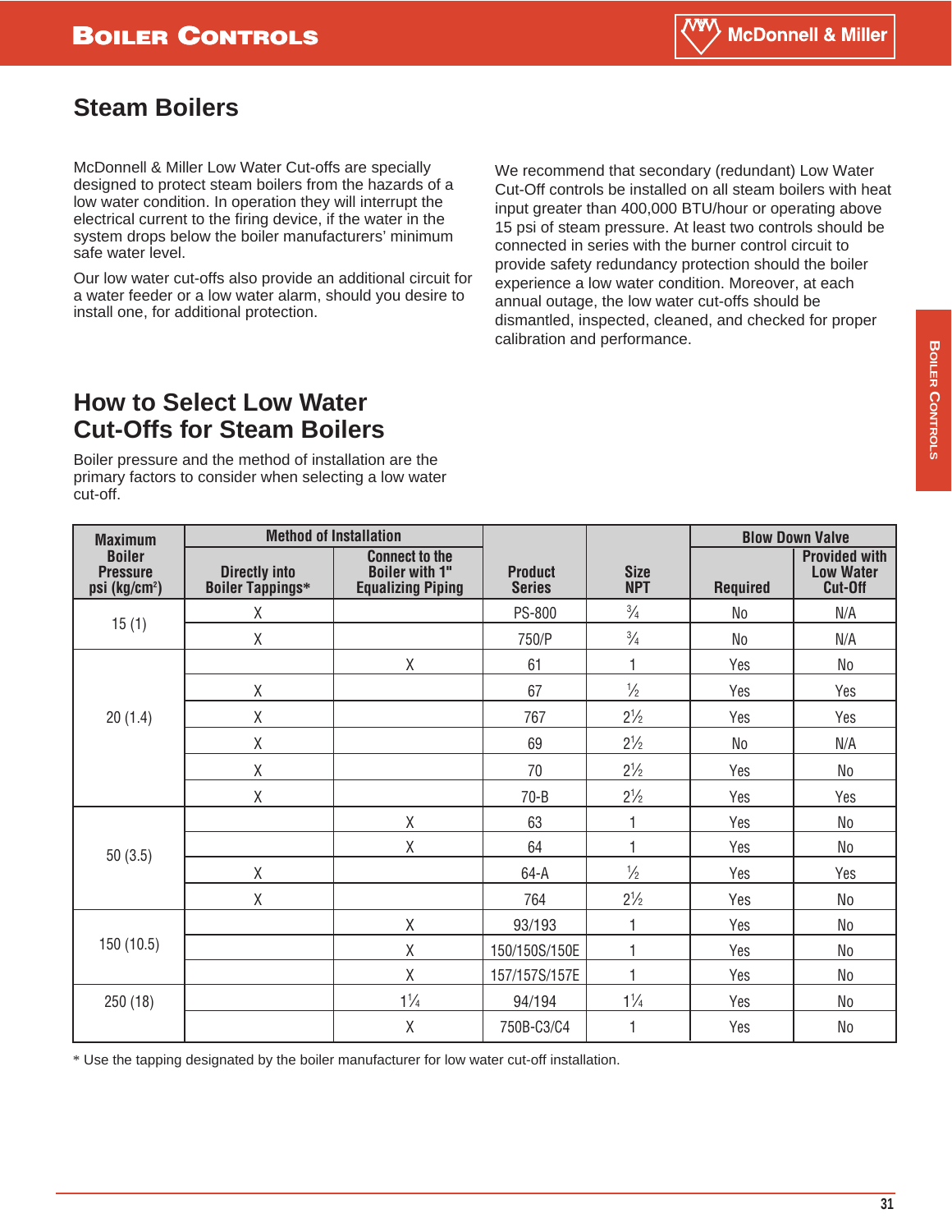## Steam Boilers

McDonnell & Miller Low Water Cut-offs are specially designed to protect steam boilers from the hazards of a low water condition. In operation they will interrupt the electrical current to the firing device, if the water in the system drops below the boiler manufacturers' minimum safe water level.

Our low water cut-offs also provide an additional circuit for a water feeder or a low water alarm, should you desire to install one, for additional protection.

We recommend that secondary (redundant) Low Water Cut-Off controls be installed on all steam boilers with heat input greater than 400,000 BTU/hour or operating above 15 psi of steam pressure. At least two controls should be connected in series with the burner control circuit to provide safety redundancy protection should the boiler experience a low water condition. Moreover, at each annual outage, the low water cut-offs should be dismantled, inspected, cleaned, and checked for proper calibration and performance.

## How to Select Low Water Cut-Offs for Steam Boilers

Boiler pressure and the method of installation are the primary factors to consider when selecting a low water cut-off.

| Maximum Boiler Pressure psi (kg/cm²) | Method of Installation | | Product Series | Size NPT | Blow Down Valve | |
|---|---|---|---|---|---|---|
| | Directly into Boiler Tappings* | Connect to the Boiler with 1" Equalizing Piping | | | Required | Provided with Low Water Cut-Off |
| 15 (1) | X | | PS-800 | ¾ | No | N/A |
| | X | | 750/P | ¾ | No | N/A |
| 20 (1.4) | | X | 61 | 1 | Yes | No |
| | X | | 67 | ½ | Yes | Yes |
| | X | | 767 | 2½ | Yes | Yes |
| | X | | 69 | 2½ | No | N/A |
| | X | | 70 | 2½ | Yes | No |
| | X | | 70-B | 2½ | Yes | Yes |
| 50 (3.5) | | X | 63 | 1 | Yes | No |
| | | X | 64 | 1 | Yes | No |
| | X | | 64-A | ½ | Yes | Yes |
| | X | | 764 | 2½ | Yes | No |
| 150 (10.5) | | X | 93/193 | 1 | Yes | No |
| | | X | 150/150S/150E | 1 | Yes | No |
| | | X | 157/157S/157E | 1 | Yes | No |
| 250 (18) | | 1¼ | 94/194 | 1¼ | Yes | No |
| | | X | 750B-C3/C4 | 1 | Yes | No |

* Use the tapping designated by the boiler manufacturer for low water cut-off installation.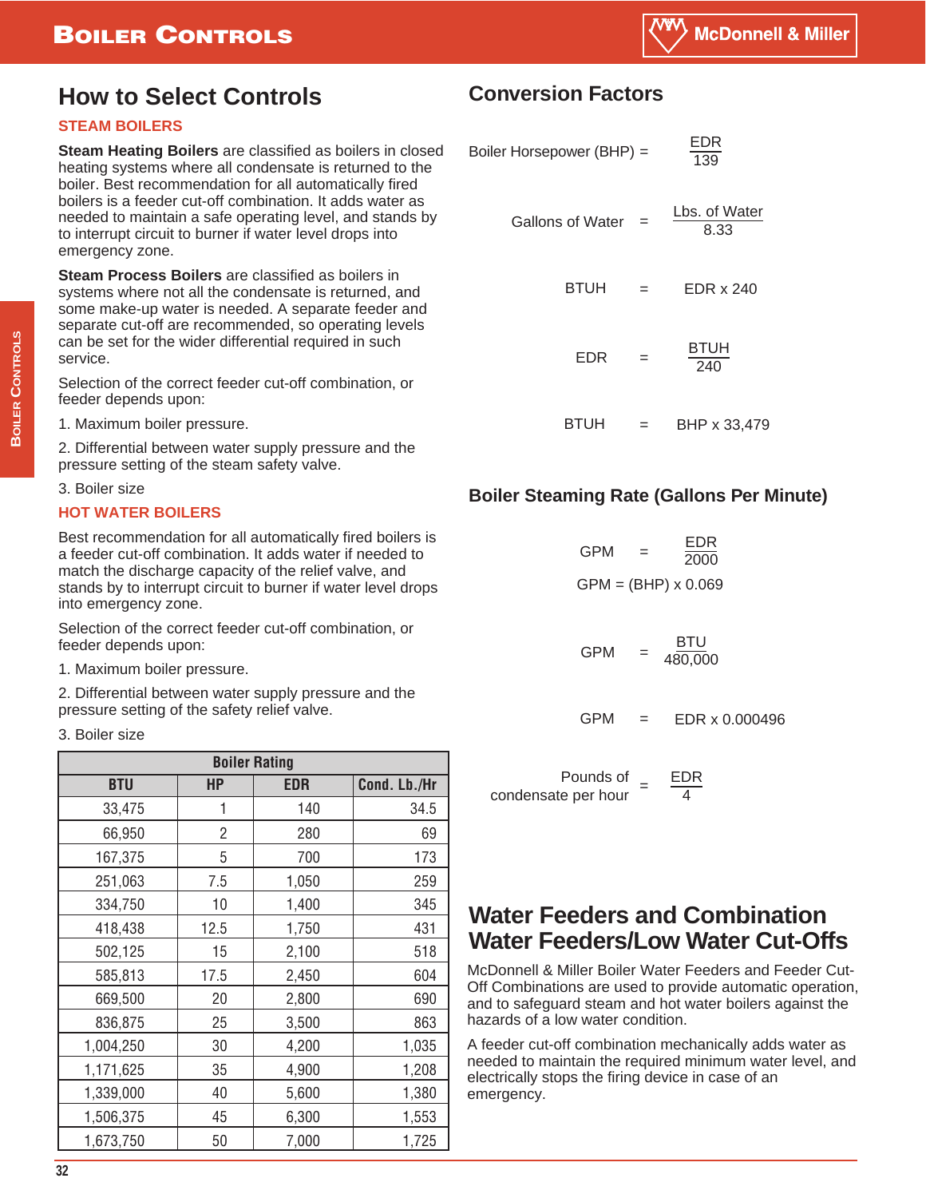## How to Select Controls

### STEAM BOILERS

**Steam Heating Boilers** are classified as boilers in closed heating systems where all condensate is returned to the boiler. Best recommendation for all automatically fired boilers is a feeder cut-off combination. It adds water as needed to maintain a safe operating level, and stands by to interrupt circuit to burner if water level drops into emergency zone.

**Steam Process Boilers** are classified as boilers in systems where not all the condensate is returned, and some make-up water is needed. A separate feeder and separate cut-off are recommended, so operating levels can be set for the wider differential required in such service.

Selection of the correct feeder cut-off combination, or feeder depends upon:

1. Maximum boiler pressure.
2. Differential between water supply pressure and the pressure setting of the steam safety valve.
3. Boiler size

### HOT WATER BOILERS

Best recommendation for all automatically fired boilers is a feeder cut-off combination. It adds water if needed to match the discharge capacity of the relief valve, and stands by to interrupt circuit to burner if water level drops into emergency zone.

Selection of the correct feeder cut-off combination, or feeder depends upon:

1. Maximum boiler pressure.
2. Differential between water supply pressure and the pressure setting of the safety relief valve.
3. Boiler size

| Boiler Rating | | | |
|---|---|---|---|
| BTU | HP | EDR | Cond. Lb./Hr |
| 33,475 | 1 | 140 | 34.5 |
| 66,950 | 2 | 280 | 69 |
| 167,375 | 5 | 700 | 173 |
| 251,063 | 7.5 | 1,050 | 259 |
| 334,750 | 10 | 1,400 | 345 |
| 418,438 | 12.5 | 1,750 | 431 |
| 502,125 | 15 | 2,100 | 518 |
| 585,813 | 17.5 | 2,450 | 604 |
| 669,500 | 20 | 2,800 | 690 |
| 836,875 | 25 | 3,500 | 863 |
| 1,004,250 | 30 | 4,200 | 1,035 |
| 1,171,625 | 35 | 4,900 | 1,208 |
| 1,339,000 | 40 | 5,600 | 1,380 |
| 1,506,375 | 45 | 6,300 | 1,553 |
| 1,673,750 | 50 | 7,000 | 1,725 |

## Conversion Factors

$$\text{Boiler Horsepower (BHP)} = \frac{\text{EDR}}{139}$$

$$\text{Gallons of Water} = \frac{\text{Lbs. of Water}}{8.33}$$

$$\text{BTUH} = \text{EDR} \times 240$$

$$\text{EDR} = \frac{\text{BTUH}}{240}$$

$$\text{BTUH} = \text{BHP} \times 33{,}479$$

## Boiler Steaming Rate (Gallons Per Minute)

$$\text{GPM} = \frac{\text{EDR}}{2000}$$

$$\text{GPM} = (\text{BHP}) \times 0.069$$

$$\text{GPM} = \frac{\text{BTU}}{480{,}000}$$

$$\text{GPM} = \text{EDR} \times 0.000496$$

$$\text{Pounds of condensate per hour} = \frac{\text{EDR}}{4}$$

## Water Feeders and Combination Water Feeders/Low Water Cut-Offs

McDonnell & Miller Boiler Water Feeders and Feeder Cut-Off Combinations are used to provide automatic operation, and to safeguard steam and hot water boilers against the hazards of a low water condition.

A feeder cut-off combination mechanically adds water as needed to maintain the required minimum water level, and electrically stops the firing device in case of an emergency.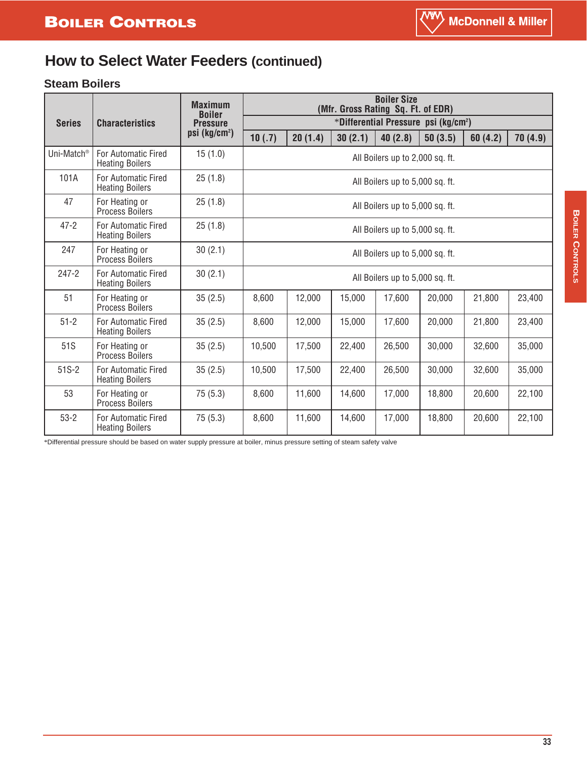# How to Select Water Feeders (continued)

## Steam Boilers

| Series | Characteristics | Maximum Boiler Pressure psi (kg/cm²) | Boiler Size (Mfr. Gross Rating Sq. Ft. of EDR) | | | | | | |
|---|---|---|---|---|---|---|---|---|---|
| | | | *Differential Pressure psi (kg/cm²) | | | | | | |
| | | | 10 (.7) | 20 (1.4) | 30 (2.1) | 40 (2.8) | 50 (3.5) | 60 (4.2) | 70 (4.9) |
| Uni-Match® | For Automatic Fired Heating Boilers | 15 (1.0) | All Boilers up to 2,000 sq. ft. | | | | | | |
| 101A | For Automatic Fired Heating Boilers | 25 (1.8) | All Boilers up to 5,000 sq. ft. | | | | | | |
| 47 | For Heating or Process Boilers | 25 (1.8) | All Boilers up to 5,000 sq. ft. | | | | | | |
| 47-2 | For Automatic Fired Heating Boilers | 25 (1.8) | All Boilers up to 5,000 sq. ft. | | | | | | |
| 247 | For Heating or Process Boilers | 30 (2.1) | All Boilers up to 5,000 sq. ft. | | | | | | |
| 247-2 | For Automatic Fired Heating Boilers | 30 (2.1) | All Boilers up to 5,000 sq. ft. | | | | | | |
| 51 | For Heating or Process Boilers | 35 (2.5) | 8,600 | 12,000 | 15,000 | 17,600 | 20,000 | 21,800 | 23,400 |
| 51-2 | For Automatic Fired Heating Boilers | 35 (2.5) | 8,600 | 12,000 | 15,000 | 17,600 | 20,000 | 21,800 | 23,400 |
| 51S | For Heating or Process Boilers | 35 (2.5) | 10,500 | 17,500 | 22,400 | 26,500 | 30,000 | 32,600 | 35,000 |
| 51S-2 | For Automatic Fired Heating Boilers | 35 (2.5) | 10,500 | 17,500 | 22,400 | 26,500 | 30,000 | 32,600 | 35,000 |
| 53 | For Heating or Process Boilers | 75 (5.3) | 8,600 | 11,600 | 14,600 | 17,000 | 18,800 | 20,600 | 22,100 |
| 53-2 | For Automatic Fired Heating Boilers | 75 (5.3) | 8,600 | 11,600 | 14,600 | 17,000 | 18,800 | 20,600 | 22,100 |

*Differential pressure should be based on water supply pressure at boiler, minus pressure setting of steam safety valve